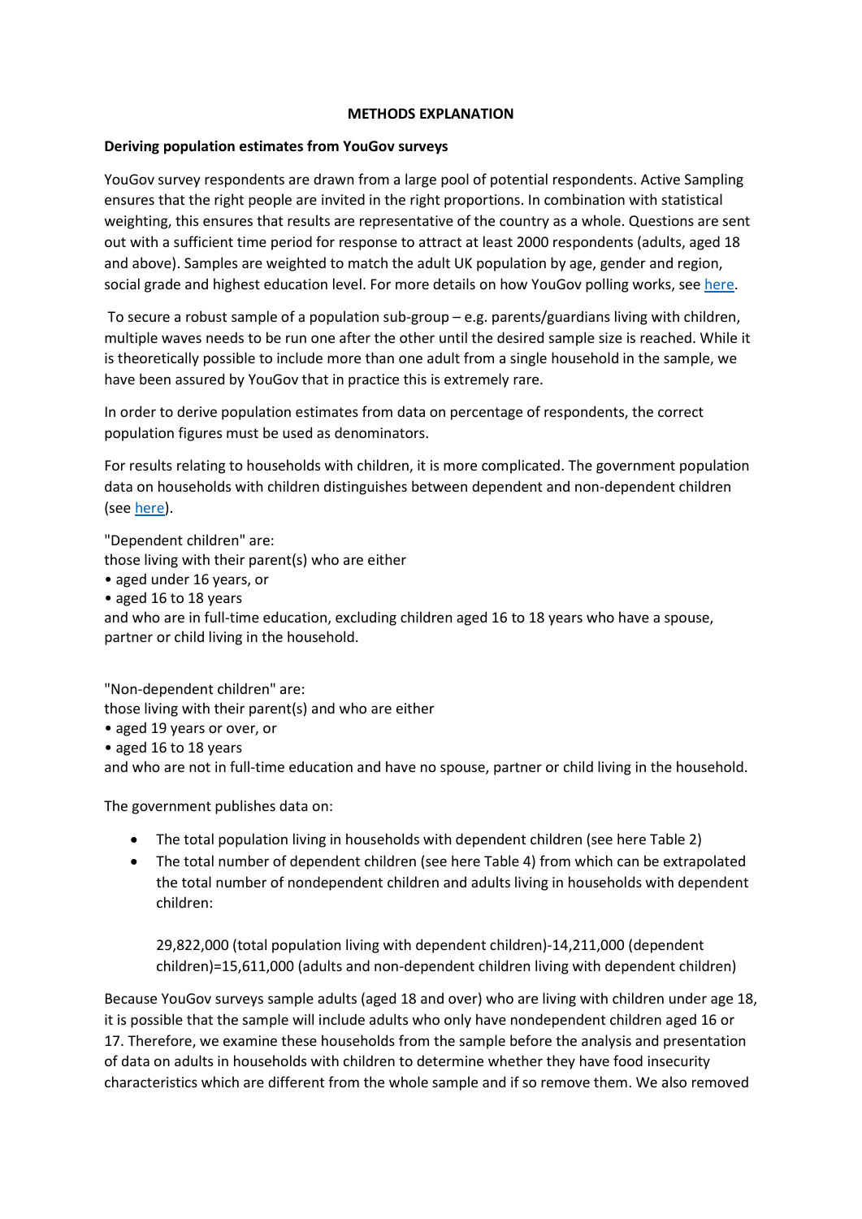# METHODS EXPLANATION

## Deriving population estimates from YouGov surveys

YouGov survey respondents are drawn from a large pool of potential respondents. Active Sampling ensures that the right people are invited in the right proportions. In combination with statistical weighting, this ensures that results are representative of the country as a whole. Questions are sent out with a sufficient time period for response to attract at least 2000 respondents (adults, aged 18 and above). Samples are weighted to match the adult UK population by age, gender and region, social grade and highest education level. For more details on how YouGov polling works, see here.

To secure a robust sample of a population sub-group – e.g. parents/guardians living with children, multiple waves needs to be run one after the other until the desired sample size is reached. While it is theoretically possible to include more than one adult from a single household in the sample, we have been assured by YouGov that in practice this is extremely rare.

In order to derive population estimates from data on percentage of respondents, the correct population figures must be used as denominators.

For results relating to households with children, it is more complicated. The government population data on households with children distinguishes between dependent and non-dependent children (see here).

"Dependent children" are:
those living with their parent(s) who are either
- aged under 16 years, or
- aged 16 to 18 years

and who are in full-time education, excluding children aged 16 to 18 years who have a spouse, partner or child living in the household.

"Non-dependent children" are:
those living with their parent(s) and who are either
- aged 19 years or over, or
- aged 16 to 18 years

and who are not in full-time education and have no spouse, partner or child living in the household.

The government publishes data on:

- The total population living in households with dependent children (see here Table 2)
- The total number of dependent children (see here Table 4) from which can be extrapolated the total number of nondependent children and adults living in households with dependent children:

  29,822,000 (total population living with dependent children)-14,211,000 (dependent children)=15,611,000 (adults and non-dependent children living with dependent children)

Because YouGov surveys sample adults (aged 18 and over) who are living with children under age 18, it is possible that the sample will include adults who only have nondependent children aged 16 or 17. Therefore, we examine these households from the sample before the analysis and presentation of data on adults in households with children to determine whether they have food insecurity characteristics which are different from the whole sample and if so remove them. We also removed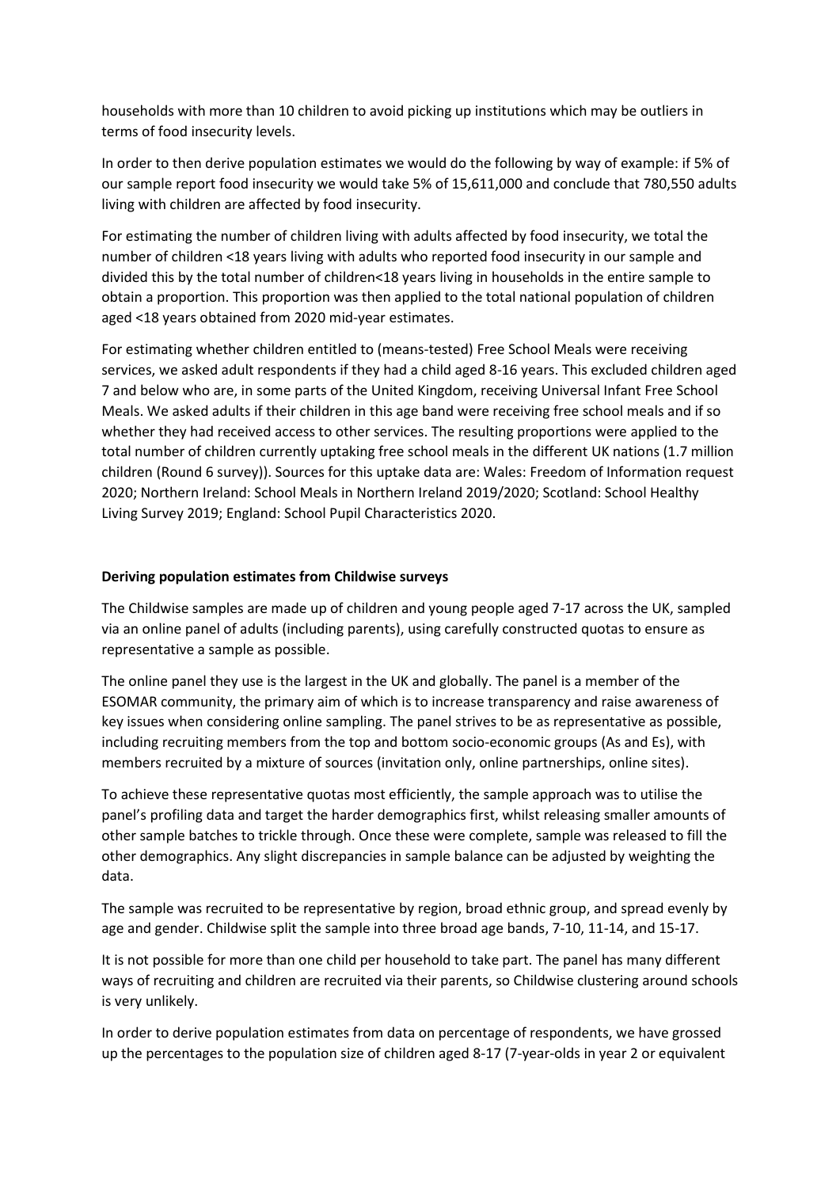households with more than 10 children to avoid picking up institutions which may be outliers in terms of food insecurity levels.

In order to then derive population estimates we would do the following by way of example: if 5% of our sample report food insecurity we would take 5% of 15,611,000 and conclude that 780,550 adults living with children are affected by food insecurity.

For estimating the number of children living with adults affected by food insecurity, we total the number of children <18 years living with adults who reported food insecurity in our sample and divided this by the total number of children<18 years living in households in the entire sample to obtain a proportion. This proportion was then applied to the total national population of children aged <18 years obtained from 2020 mid-year estimates.

For estimating whether children entitled to (means-tested) Free School Meals were receiving services, we asked adult respondents if they had a child aged 8-16 years. This excluded children aged 7 and below who are, in some parts of the United Kingdom, receiving Universal Infant Free School Meals. We asked adults if their children in this age band were receiving free school meals and if so whether they had received access to other services. The resulting proportions were applied to the total number of children currently uptaking free school meals in the different UK nations (1.7 million children (Round 6 survey)). Sources for this uptake data are: Wales: Freedom of Information request 2020; Northern Ireland: School Meals in Northern Ireland 2019/2020; Scotland: School Healthy Living Survey 2019; England: School Pupil Characteristics 2020.

**Deriving population estimates from Childwise surveys**

The Childwise samples are made up of children and young people aged 7-17 across the UK, sampled via an online panel of adults (including parents), using carefully constructed quotas to ensure as representative a sample as possible.

The online panel they use is the largest in the UK and globally. The panel is a member of the ESOMAR community, the primary aim of which is to increase transparency and raise awareness of key issues when considering online sampling. The panel strives to be as representative as possible, including recruiting members from the top and bottom socio-economic groups (As and Es), with members recruited by a mixture of sources (invitation only, online partnerships, online sites).

To achieve these representative quotas most efficiently, the sample approach was to utilise the panel's profiling data and target the harder demographics first, whilst releasing smaller amounts of other sample batches to trickle through. Once these were complete, sample was released to fill the other demographics. Any slight discrepancies in sample balance can be adjusted by weighting the data.

The sample was recruited to be representative by region, broad ethnic group, and spread evenly by age and gender. Childwise split the sample into three broad age bands, 7-10, 11-14, and 15-17.

It is not possible for more than one child per household to take part. The panel has many different ways of recruiting and children are recruited via their parents, so Childwise clustering around schools is very unlikely.

In order to derive population estimates from data on percentage of respondents, we have grossed up the percentages to the population size of children aged 8-17 (7-year-olds in year 2 or equivalent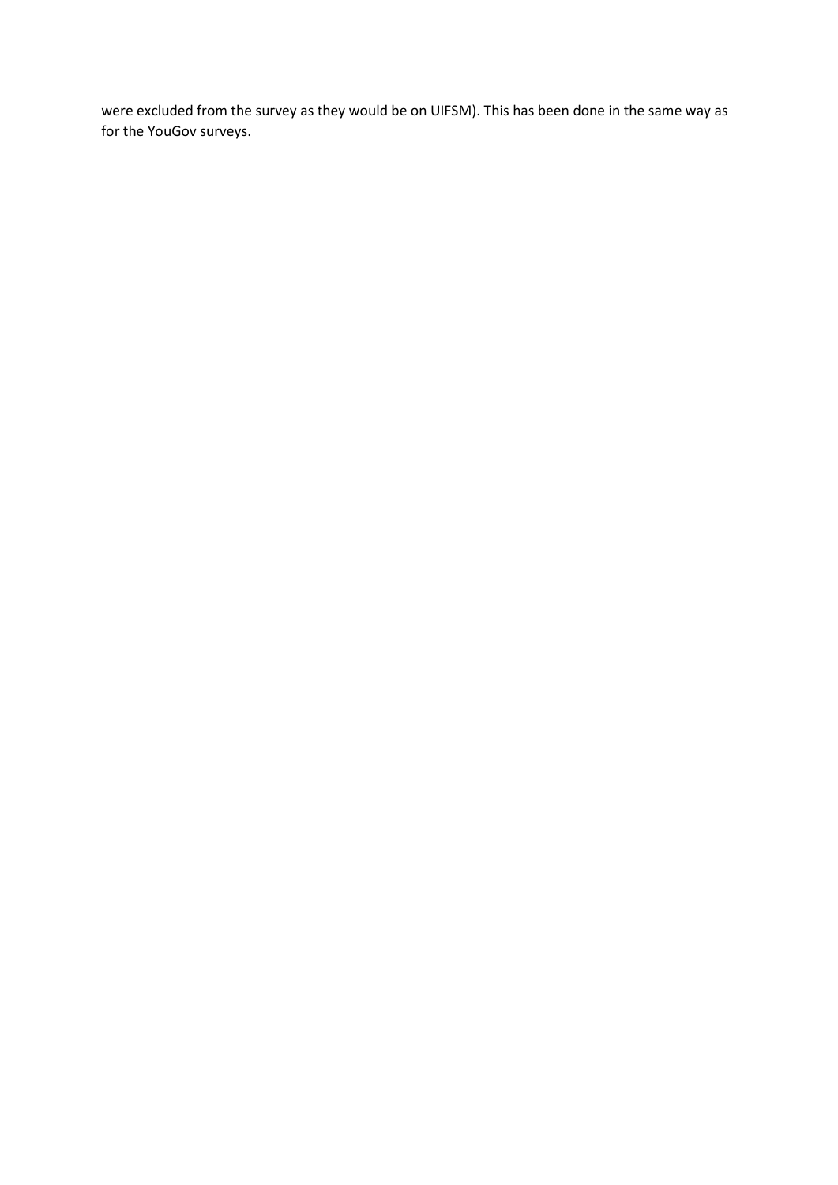were excluded from the survey as they would be on UIFSM). This has been done in the same way as for the YouGov surveys.